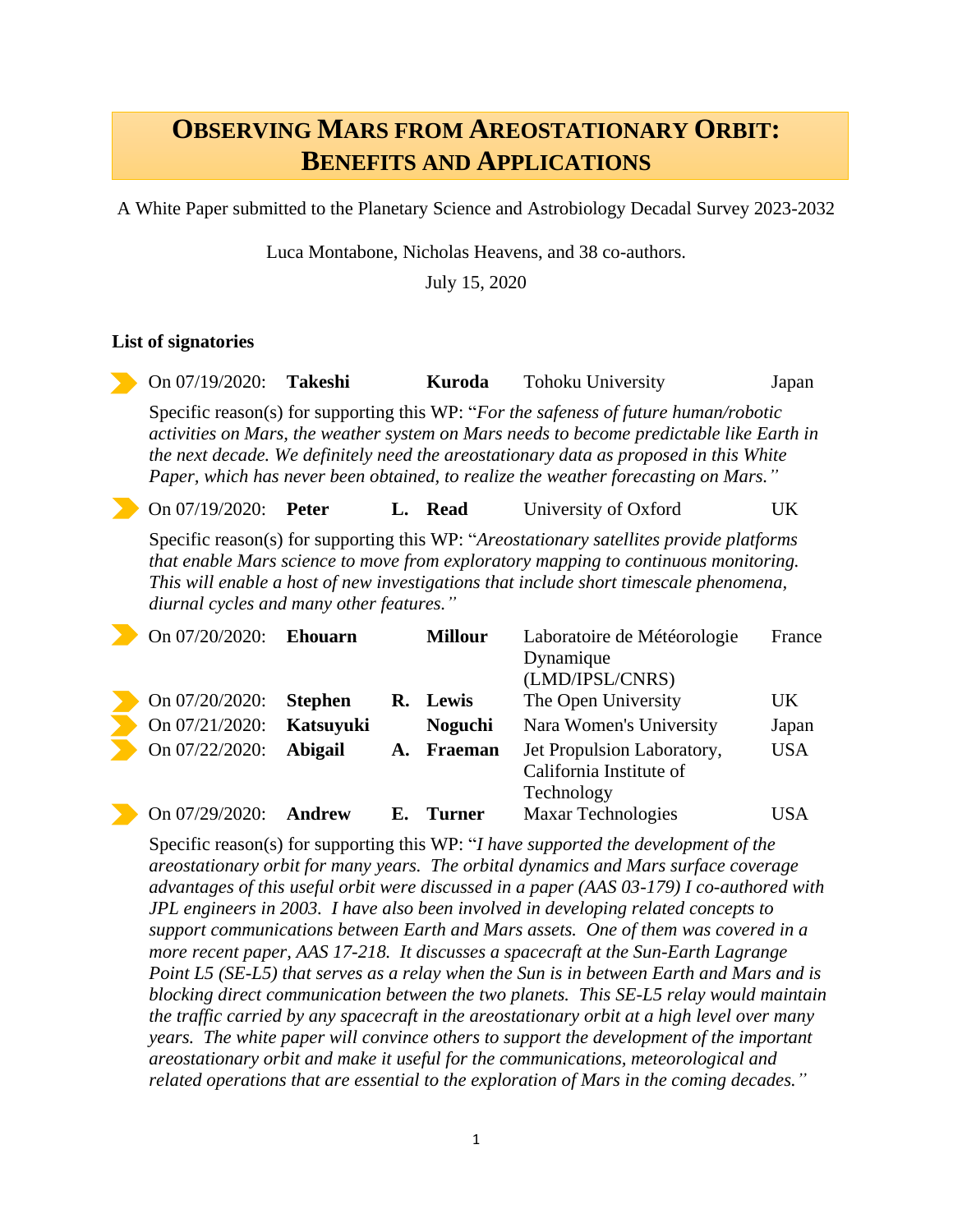# OBSERVING MARS FROM AREOSTATIONARY ORBIT: BENEFITS AND APPLICATIONS

A White Paper submitted to the Planetary Science and Astrobiology Decadal Survey 2023-2032

Luca Montabone, Nicholas Heavens, and 38 co-authors.

July 15, 2020

**List of signatories**

- On 07/19/2020: **Takeshi Kuroda** Tohoku University Japan

  Specific reason(s) for supporting this WP: "*For the safeness of future human/robotic activities on Mars, the weather system on Mars needs to become predictable like Earth in the next decade. We definitely need the areostationary data as proposed in this White Paper, which has never been obtained, to realize the weather forecasting on Mars.*"

- On 07/19/2020: **Peter L. Read** University of Oxford UK

  Specific reason(s) for supporting this WP: "*Areostationary satellites provide platforms that enable Mars science to move from exploratory mapping to continuous monitoring. This will enable a host of new investigations that include short timescale phenomena, diurnal cycles and many other features.*"

- On 07/20/2020: **Ehouarn Millour** Laboratoire de Météorologie Dynamique (LMD/IPSL/CNRS) France
- On 07/20/2020: **Stephen R. Lewis** The Open University UK
- On 07/21/2020: **Katsuyuki Noguchi** Nara Women's University Japan
- On 07/22/2020: **Abigail A. Fraeman** Jet Propulsion Laboratory, California Institute of Technology USA
- On 07/29/2020: **Andrew E. Turner** Maxar Technologies USA

  Specific reason(s) for supporting this WP: "*I have supported the development of the areostationary orbit for many years. The orbital dynamics and Mars surface coverage advantages of this useful orbit were discussed in a paper (AAS 03-179) I co-authored with JPL engineers in 2003. I have also been involved in developing related concepts to support communications between Earth and Mars assets. One of them was covered in a more recent paper, AAS 17-218. It discusses a spacecraft at the Sun-Earth Lagrange Point L5 (SE-L5) that serves as a relay when the Sun is in between Earth and Mars and is blocking direct communication between the two planets. This SE-L5 relay would maintain the traffic carried by any spacecraft in the areostationary orbit at a high level over many years. The white paper will convince others to support the development of the important areostationary orbit and make it useful for the communications, meteorological and related operations that are essential to the exploration of Mars in the coming decades.*"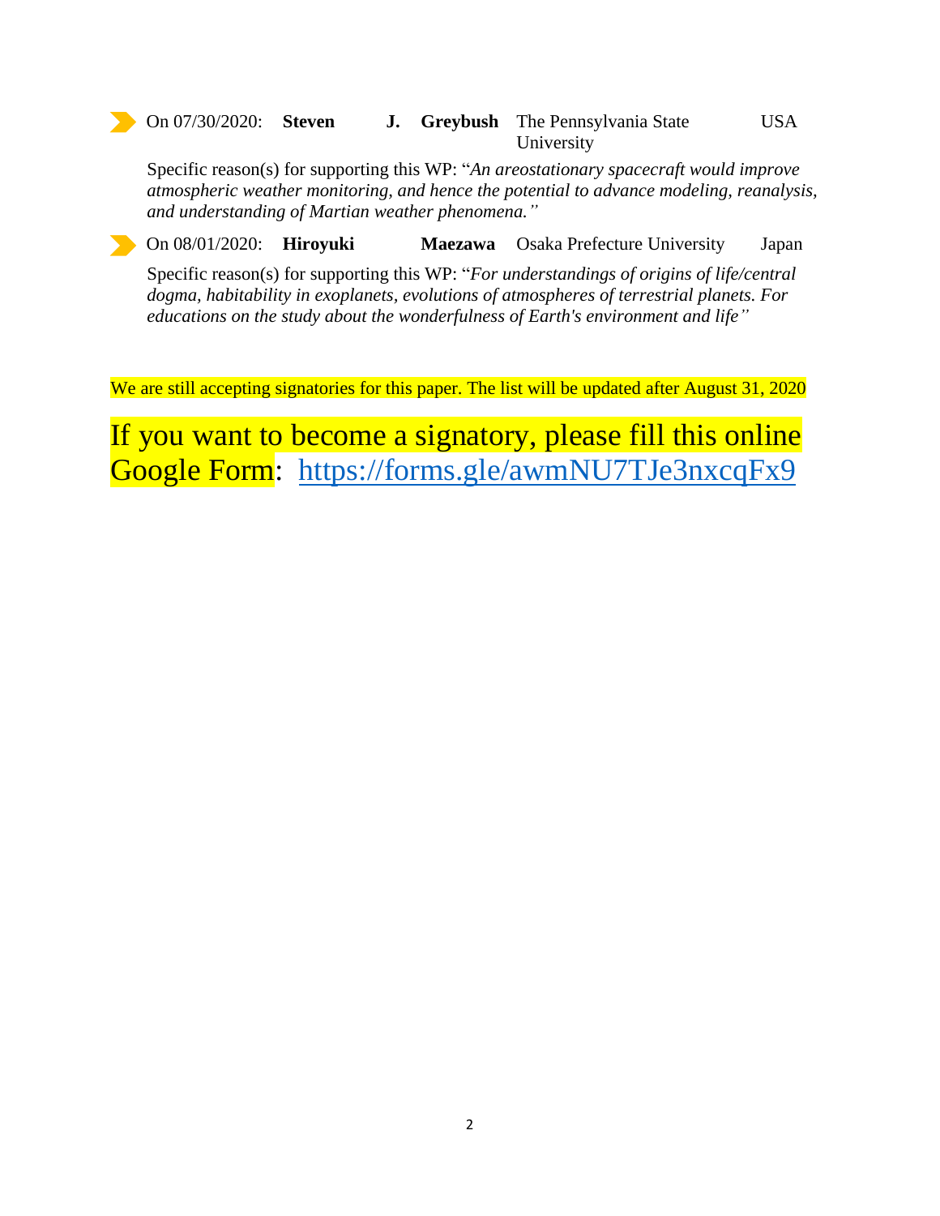- On 07/30/2020: **Steven J. Greybush** The Pennsylvania State University USA

  Specific reason(s) for supporting this WP: "*An areostationary spacecraft would improve atmospheric weather monitoring, and hence the potential to advance modeling, reanalysis, and understanding of Martian weather phenomena.*"

- On 08/01/2020: **Hiroyuki Maezawa** Osaka Prefecture University Japan

  Specific reason(s) for supporting this WP: "*For understandings of origins of life/central dogma, habitability in exoplanets, evolutions of atmospheres of terrestrial planets. For educations on the study about the wonderfulness of Earth's environment and life*"

We are still accepting signatories for this paper. The list will be updated after August 31, 2020

If you want to become a signatory, please fill this online Google Form: https://forms.gle/awmNU7TJe3nxcqFx9